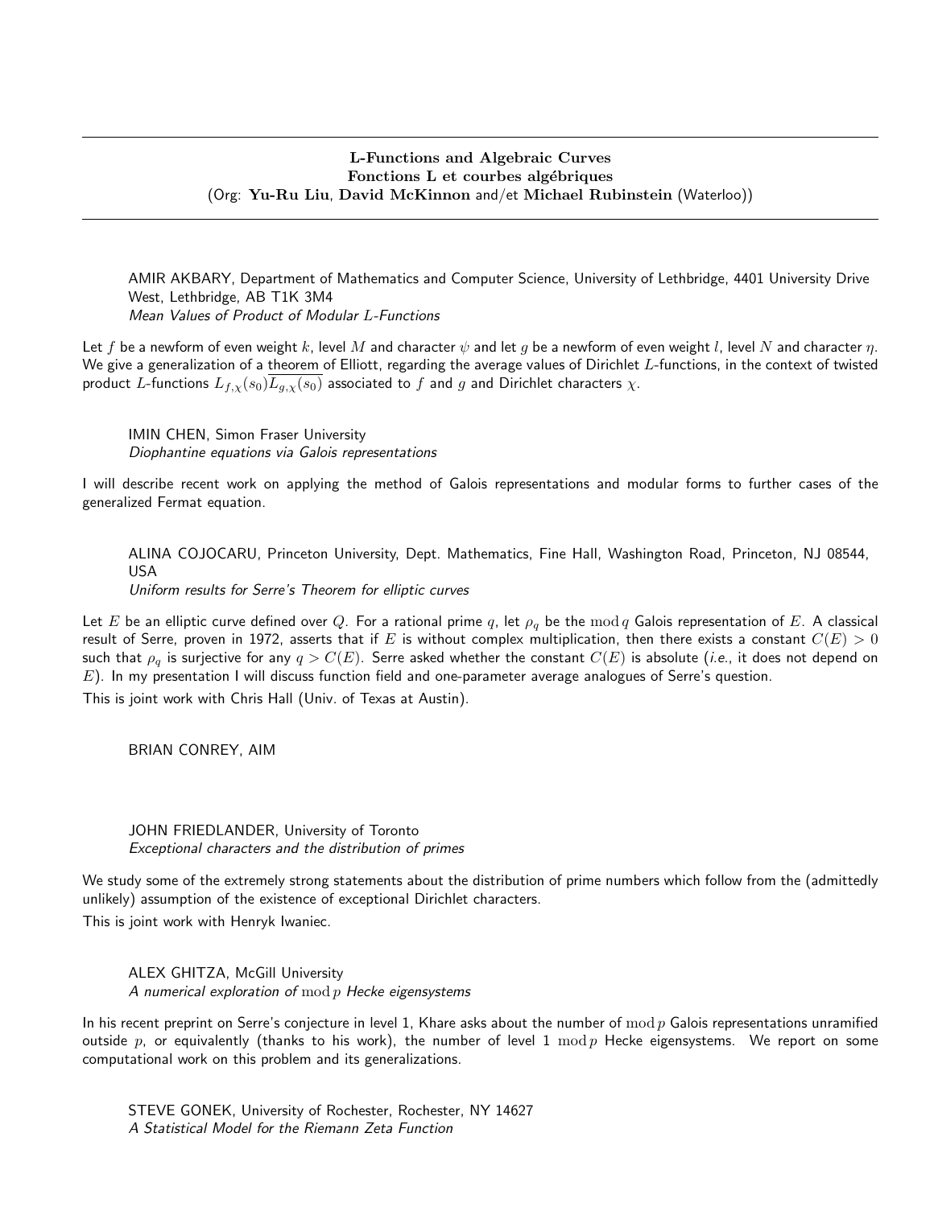## L-Functions and Algebraic Curves
## Fonctions L et courbes algébriques
(Org: **Yu-Ru Liu**, **David McKinnon** and/et **Michael Rubinstein** (Waterloo))

AMIR AKBARY, Department of Mathematics and Computer Science, University of Lethbridge, 4401 University Drive West, Lethbridge, AB T1K 3M4
*Mean Values of Product of Modular $L$-Functions*

Let $f$ be a newform of even weight $k$, level $M$ and character $\psi$ and let $g$ be a newform of even weight $l$, level $N$ and character $\eta$. We give a generalization of a theorem of Elliott, regarding the average values of Dirichlet $L$-functions, in the context of twisted product $L$-functions $L_{f,\chi}(s_0)\overline{L_{g,\chi}(s_0)}$ associated to $f$ and $g$ and Dirichlet characters $\chi$.

IMIN CHEN, Simon Fraser University
*Diophantine equations via Galois representations*

I will describe recent work on applying the method of Galois representations and modular forms to further cases of the generalized Fermat equation.

ALINA COJOCARU, Princeton University, Dept. Mathematics, Fine Hall, Washington Road, Princeton, NJ 08544, USA
*Uniform results for Serre's Theorem for elliptic curves*

Let $E$ be an elliptic curve defined over $Q$. For a rational prime $q$, let $\rho_q$ be the $\bmod\, q$ Galois representation of $E$. A classical result of Serre, proven in 1972, asserts that if $E$ is without complex multiplication, then there exists a constant $C(E) > 0$ such that $\rho_q$ is surjective for any $q > C(E)$. Serre asked whether the constant $C(E)$ is absolute (*i.e.*, it does not depend on $E$). In my presentation I will discuss function field and one-parameter average analogues of Serre's question.

This is joint work with Chris Hall (Univ. of Texas at Austin).

BRIAN CONREY, AIM

JOHN FRIEDLANDER, University of Toronto
*Exceptional characters and the distribution of primes*

We study some of the extremely strong statements about the distribution of prime numbers which follow from the (admittedly unlikely) assumption of the existence of exceptional Dirichlet characters.

This is joint work with Henryk Iwaniec.

ALEX GHITZA, McGill University
*A numerical exploration of $\bmod\, p$ Hecke eigensystems*

In his recent preprint on Serre's conjecture in level 1, Khare asks about the number of $\bmod\, p$ Galois representations unramified outside $p$, or equivalently (thanks to his work), the number of level 1 $\bmod\, p$ Hecke eigensystems. We report on some computational work on this problem and its generalizations.

STEVE GONEK, University of Rochester, Rochester, NY 14627
*A Statistical Model for the Riemann Zeta Function*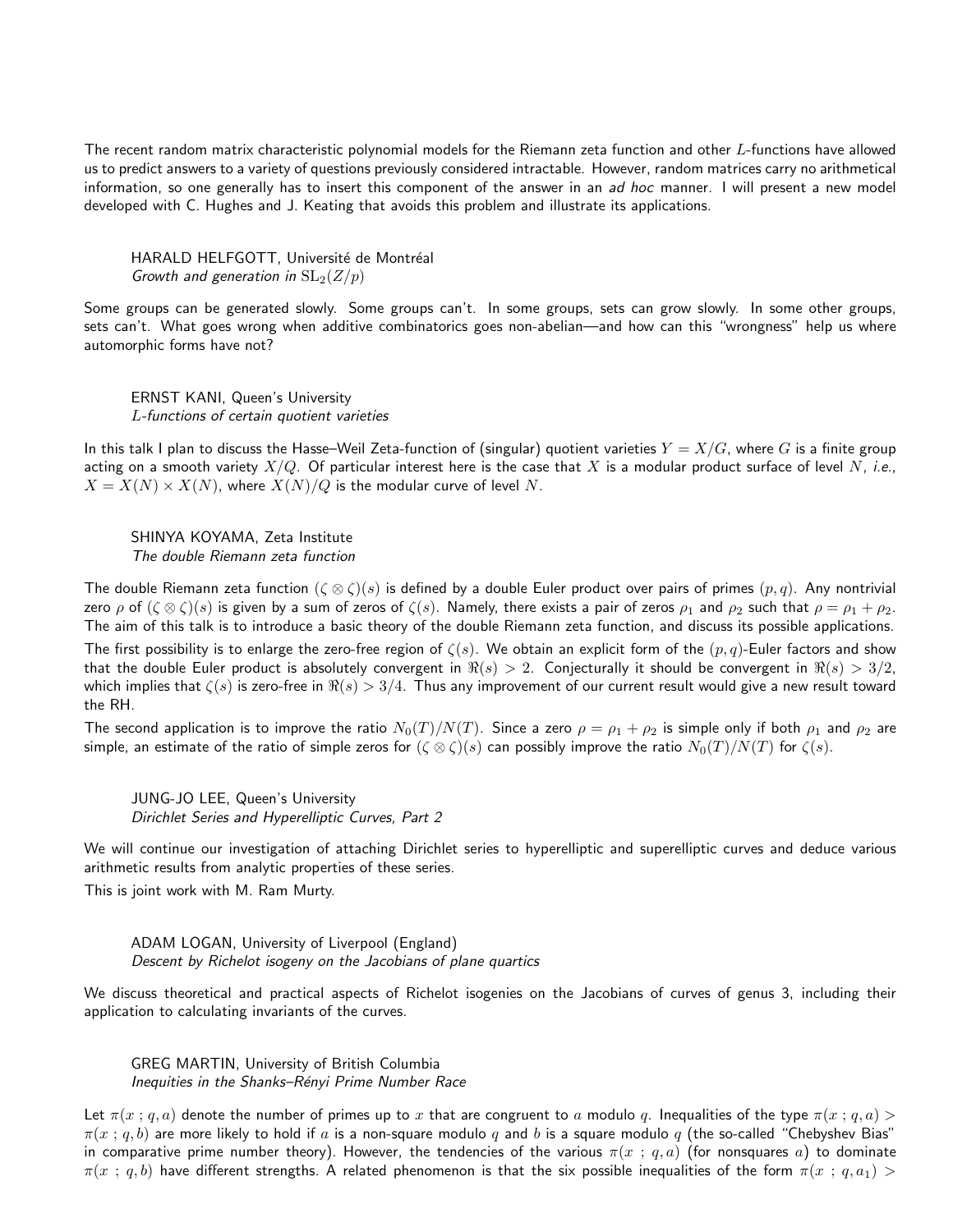The recent random matrix characteristic polynomial models for the Riemann zeta function and other $L$-functions have allowed us to predict answers to a variety of questions previously considered intractable. However, random matrices carry no arithmetical information, so one generally has to insert this component of the answer in an *ad hoc* manner. I will present a new model developed with C. Hughes and J. Keating that avoids this problem and illustrate its applications.

HARALD HELFGOTT, Université de Montréal
*Growth and generation in* $\mathrm{SL}_2(Z/p)$

Some groups can be generated slowly. Some groups can't. In some groups, sets can grow slowly. In some other groups, sets can't. What goes wrong when additive combinatorics goes non-abelian—and how can this "wrongness" help us where automorphic forms have not?

ERNST KANI, Queen's University
*$L$-functions of certain quotient varieties*

In this talk I plan to discuss the Hasse–Weil Zeta-function of (singular) quotient varieties $Y = X/G$, where $G$ is a finite group acting on a smooth variety $X/Q$. Of particular interest here is the case that $X$ is a modular product surface of level $N$, *i.e.*, $X = X(N) \times X(N)$, where $X(N)/Q$ is the modular curve of level $N$.

SHINYA KOYAMA, Zeta Institute
*The double Riemann zeta function*

The double Riemann zeta function $(\zeta \otimes \zeta)(s)$ is defined by a double Euler product over pairs of primes $(p, q)$. Any nontrivial zero $\rho$ of $(\zeta \otimes \zeta)(s)$ is given by a sum of zeros of $\zeta(s)$. Namely, there exists a pair of zeros $\rho_1$ and $\rho_2$ such that $\rho = \rho_1 + \rho_2$. The aim of this talk is to introduce a basic theory of the double Riemann zeta function, and discuss its possible applications.

The first possibility is to enlarge the zero-free region of $\zeta(s)$. We obtain an explicit form of the $(p, q)$-Euler factors and show that the double Euler product is absolutely convergent in $\Re(s) > 2$. Conjecturally it should be convergent in $\Re(s) > 3/2$, which implies that $\zeta(s)$ is zero-free in $\Re(s) > 3/4$. Thus any improvement of our current result would give a new result toward the RH.

The second application is to improve the ratio $N_0(T)/N(T)$. Since a zero $\rho = \rho_1 + \rho_2$ is simple only if both $\rho_1$ and $\rho_2$ are simple, an estimate of the ratio of simple zeros for $(\zeta \otimes \zeta)(s)$ can possibly improve the ratio $N_0(T)/N(T)$ for $\zeta(s)$.

JUNG-JO LEE, Queen's University
*Dirichlet Series and Hyperelliptic Curves, Part 2*

We will continue our investigation of attaching Dirichlet series to hyperelliptic and superelliptic curves and deduce various arithmetic results from analytic properties of these series.

This is joint work with M. Ram Murty.

ADAM LOGAN, University of Liverpool (England)
*Descent by Richelot isogeny on the Jacobians of plane quartics*

We discuss theoretical and practical aspects of Richelot isogenies on the Jacobians of curves of genus 3, including their application to calculating invariants of the curves.

GREG MARTIN, University of British Columbia
*Inequities in the Shanks–Rényi Prime Number Race*

Let $\pi(x\,;\,q, a)$ denote the number of primes up to $x$ that are congruent to $a$ modulo $q$. Inequalities of the type $\pi(x\,;\,q, a) > \pi(x\,;\,q, b)$ are more likely to hold if $a$ is a non-square modulo $q$ and $b$ is a square modulo $q$ (the so-called "Chebyshev Bias" in comparative prime number theory). However, the tendencies of the various $\pi(x\,;\,q, a)$ (for nonsquares $a$) to dominate $\pi(x\,;\,q, b)$ have different strengths. A related phenomenon is that the six possible inequalities of the form $\pi(x\,;\,q, a_1) >$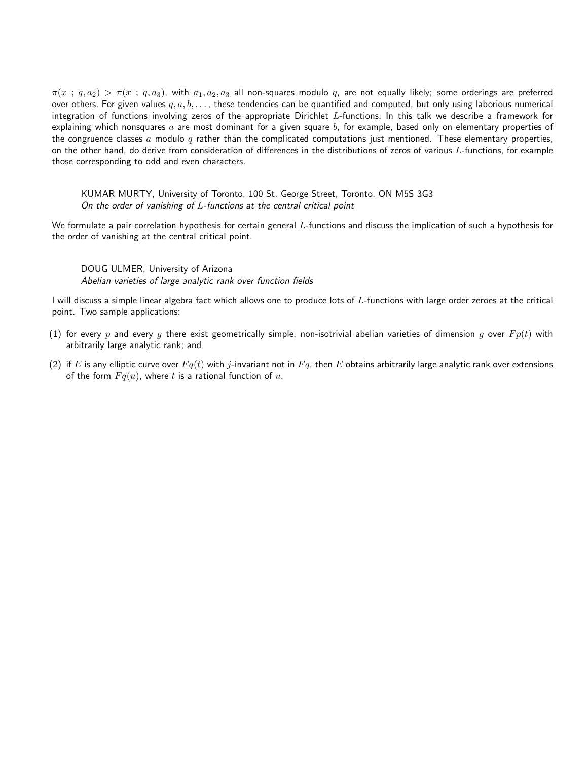$\pi(x\ ;\ q, a_2) > \pi(x\ ;\ q, a_3)$, with $a_1, a_2, a_3$ all non-squares modulo $q$, are not equally likely; some orderings are preferred over others. For given values $q, a, b, \dots$, these tendencies can be quantified and computed, but only using laborious numerical integration of functions involving zeros of the appropriate Dirichlet $L$-functions. In this talk we describe a framework for explaining which nonsquares $a$ are most dominant for a given square $b$, for example, based only on elementary properties of the congruence classes $a$ modulo $q$ rather than the complicated computations just mentioned. These elementary properties, on the other hand, do derive from consideration of differences in the distributions of zeros of various $L$-functions, for example those corresponding to odd and even characters.

KUMAR MURTY, University of Toronto, 100 St. George Street, Toronto, ON M5S 3G3
*On the order of vanishing of $L$-functions at the central critical point*

We formulate a pair correlation hypothesis for certain general $L$-functions and discuss the implication of such a hypothesis for the order of vanishing at the central critical point.

DOUG ULMER, University of Arizona
*Abelian varieties of large analytic rank over function fields*

I will discuss a simple linear algebra fact which allows one to produce lots of $L$-functions with large order zeroes at the critical point. Two sample applications:

(1) for every $p$ and every $g$ there exist geometrically simple, non-isotrivial abelian varieties of dimension $g$ over $Fp(t)$ with arbitrarily large analytic rank; and

(2) if $E$ is any elliptic curve over $Fq(t)$ with $j$-invariant not in $Fq$, then $E$ obtains arbitrarily large analytic rank over extensions of the form $Fq(u)$, where $t$ is a rational function of $u$.